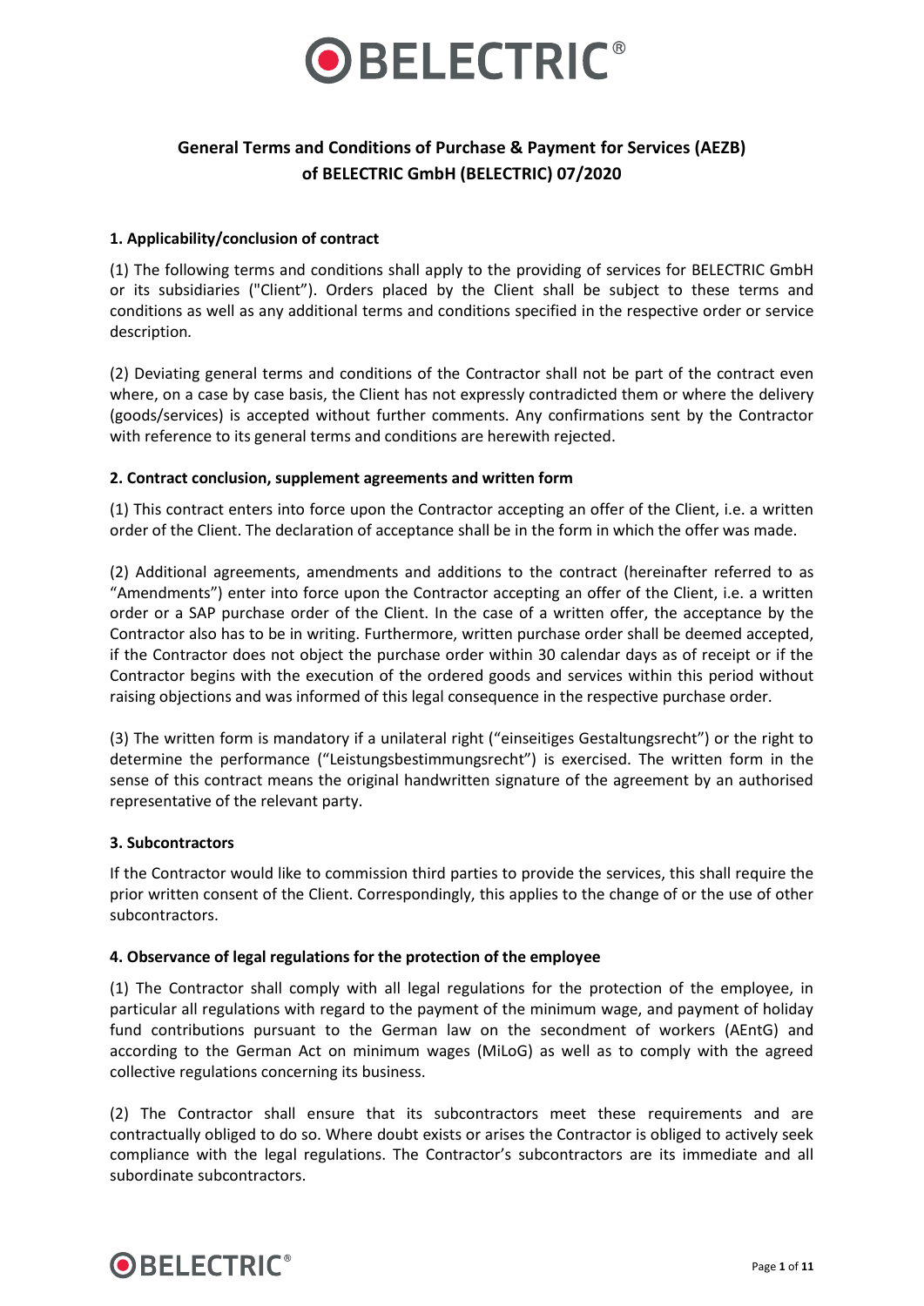# General Terms and Conditions of Purchase & Payment for Services (AEZB) of BELECTRIC GmbH (BELECTRIC) 07/2020

## 1. Applicability/conclusion of contract

(1) The following terms and conditions shall apply to the providing of services for BELECTRIC GmbH or its subsidiaries ("Client"). Orders placed by the Client shall be subject to these terms and conditions as well as any additional terms and conditions specified in the respective order or service description.

(2) Deviating general terms and conditions of the Contractor shall not be part of the contract even where, on a case by case basis, the Client has not expressly contradicted them or where the delivery (goods/services) is accepted without further comments. Any confirmations sent by the Contractor with reference to its general terms and conditions are herewith rejected.

## 2. Contract conclusion, supplement agreements and written form

(1) This contract enters into force upon the Contractor accepting an offer of the Client, i.e. a written order of the Client. The declaration of acceptance shall be in the form in which the offer was made.

(2) Additional agreements, amendments and additions to the contract (hereinafter referred to as "Amendments") enter into force upon the Contractor accepting an offer of the Client, i.e. a written order or a SAP purchase order of the Client. In the case of a written offer, the acceptance by the Contractor also has to be in writing. Furthermore, written purchase order shall be deemed accepted, if the Contractor does not object the purchase order within 30 calendar days as of receipt or if the Contractor begins with the execution of the ordered goods and services within this period without raising objections and was informed of this legal consequence in the respective purchase order.

(3) The written form is mandatory if a unilateral right ("einseitiges Gestaltungsrecht") or the right to determine the performance ("Leistungsbestimmungsrecht") is exercised. The written form in the sense of this contract means the original handwritten signature of the agreement by an authorised representative of the relevant party.

## 3. Subcontractors

If the Contractor would like to commission third parties to provide the services, this shall require the prior written consent of the Client. Correspondingly, this applies to the change of or the use of other subcontractors.

## 4. Observance of legal regulations for the protection of the employee

(1) The Contractor shall comply with all legal regulations for the protection of the employee, in particular all regulations with regard to the payment of the minimum wage, and payment of holiday fund contributions pursuant to the German law on the secondment of workers (AEntG) and according to the German Act on minimum wages (MiLoG) as well as to comply with the agreed collective regulations concerning its business.

(2) The Contractor shall ensure that its subcontractors meet these requirements and are contractually obliged to do so. Where doubt exists or arises the Contractor is obliged to actively seek compliance with the legal regulations. The Contractor's subcontractors are its immediate and all subordinate subcontractors.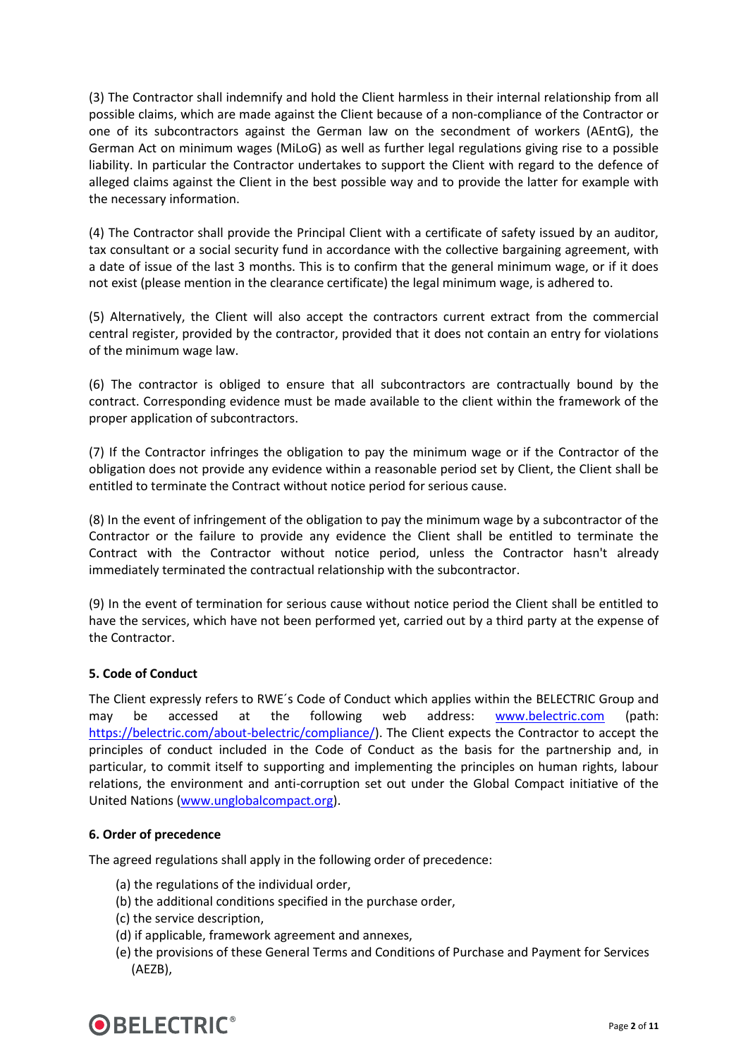(3) The Contractor shall indemnify and hold the Client harmless in their internal relationship from all possible claims, which are made against the Client because of a non-compliance of the Contractor or one of its subcontractors against the German law on the secondment of workers (AEntG), the German Act on minimum wages (MiLoG) as well as further legal regulations giving rise to a possible liability. In particular the Contractor undertakes to support the Client with regard to the defence of alleged claims against the Client in the best possible way and to provide the latter for example with the necessary information.

(4) The Contractor shall provide the Principal Client with a certificate of safety issued by an auditor, tax consultant or a social security fund in accordance with the collective bargaining agreement, with a date of issue of the last 3 months. This is to confirm that the general minimum wage, or if it does not exist (please mention in the clearance certificate) the legal minimum wage, is adhered to.

(5) Alternatively, the Client will also accept the contractors current extract from the commercial central register, provided by the contractor, provided that it does not contain an entry for violations of the minimum wage law.

(6) The contractor is obliged to ensure that all subcontractors are contractually bound by the contract. Corresponding evidence must be made available to the client within the framework of the proper application of subcontractors.

(7) If the Contractor infringes the obligation to pay the minimum wage or if the Contractor of the obligation does not provide any evidence within a reasonable period set by Client, the Client shall be entitled to terminate the Contract without notice period for serious cause.

(8) In the event of infringement of the obligation to pay the minimum wage by a subcontractor of the Contractor or the failure to provide any evidence the Client shall be entitled to terminate the Contract with the Contractor without notice period, unless the Contractor hasn't already immediately terminated the contractual relationship with the subcontractor.

(9) In the event of termination for serious cause without notice period the Client shall be entitled to have the services, which have not been performed yet, carried out by a third party at the expense of the Contractor.

**5. Code of Conduct**

The Client expressly refers to RWE´s Code of Conduct which applies within the BELECTRIC Group and may be accessed at the following web address: www.belectric.com (path: https://belectric.com/about-belectric/compliance/). The Client expects the Contractor to accept the principles of conduct included in the Code of Conduct as the basis for the partnership and, in particular, to commit itself to supporting and implementing the principles on human rights, labour relations, the environment and anti-corruption set out under the Global Compact initiative of the United Nations (www.unglobalcompact.org).

**6. Order of precedence**

The agreed regulations shall apply in the following order of precedence:

(a) the regulations of the individual order,
(b) the additional conditions specified in the purchase order,
(c) the service description,
(d) if applicable, framework agreement and annexes,
(e) the provisions of these General Terms and Conditions of Purchase and Payment for Services (AEZB),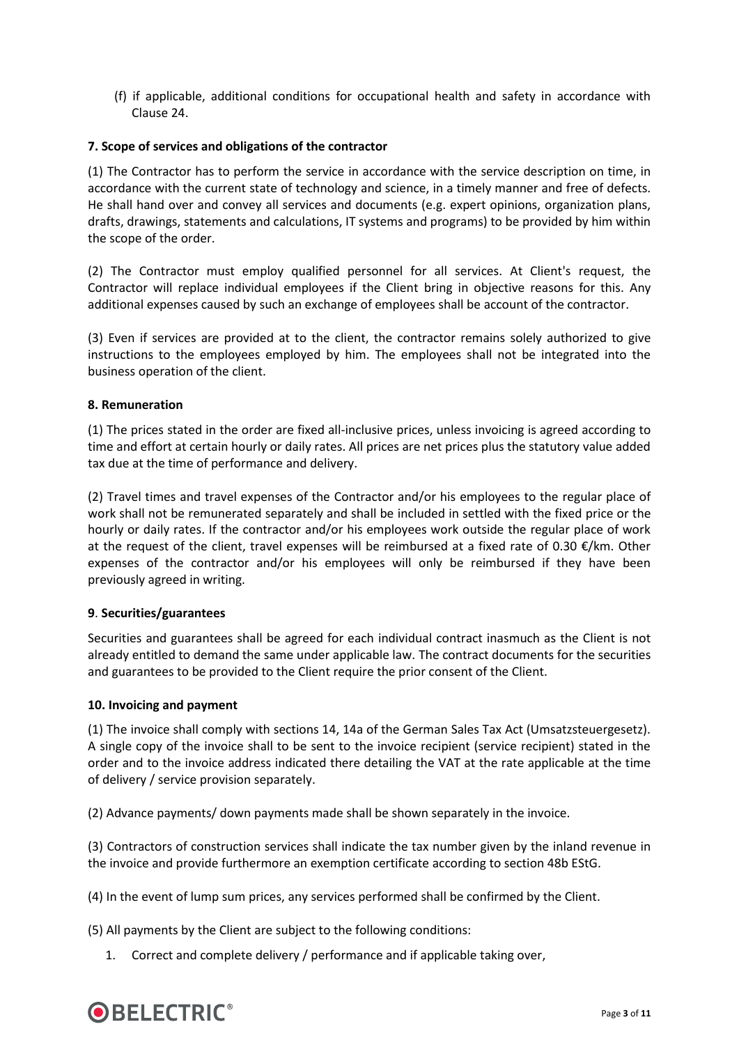(f) if applicable, additional conditions for occupational health and safety in accordance with Clause 24.

**7. Scope of services and obligations of the contractor**

(1) The Contractor has to perform the service in accordance with the service description on time, in accordance with the current state of technology and science, in a timely manner and free of defects. He shall hand over and convey all services and documents (e.g. expert opinions, organization plans, drafts, drawings, statements and calculations, IT systems and programs) to be provided by him within the scope of the order.

(2) The Contractor must employ qualified personnel for all services. At Client's request, the Contractor will replace individual employees if the Client bring in objective reasons for this. Any additional expenses caused by such an exchange of employees shall be account of the contractor.

(3) Even if services are provided at to the client, the contractor remains solely authorized to give instructions to the employees employed by him. The employees shall not be integrated into the business operation of the client.

**8. Remuneration**

(1) The prices stated in the order are fixed all-inclusive prices, unless invoicing is agreed according to time and effort at certain hourly or daily rates. All prices are net prices plus the statutory value added tax due at the time of performance and delivery.

(2) Travel times and travel expenses of the Contractor and/or his employees to the regular place of work shall not be remunerated separately and shall be included in settled with the fixed price or the hourly or daily rates. If the contractor and/or his employees work outside the regular place of work at the request of the client, travel expenses will be reimbursed at a fixed rate of 0.30 €/km. Other expenses of the contractor and/or his employees will only be reimbursed if they have been previously agreed in writing.

**9**. **Securities/guarantees**

Securities and guarantees shall be agreed for each individual contract inasmuch as the Client is not already entitled to demand the same under applicable law. The contract documents for the securities and guarantees to be provided to the Client require the prior consent of the Client.

**10. Invoicing and payment**

(1) The invoice shall comply with sections 14, 14a of the German Sales Tax Act (Umsatzsteuergesetz). A single copy of the invoice shall to be sent to the invoice recipient (service recipient) stated in the order and to the invoice address indicated there detailing the VAT at the rate applicable at the time of delivery / service provision separately.

(2) Advance payments/ down payments made shall be shown separately in the invoice.

(3) Contractors of construction services shall indicate the tax number given by the inland revenue in the invoice and provide furthermore an exemption certificate according to section 48b EStG.

(4) In the event of lump sum prices, any services performed shall be confirmed by the Client.

(5) All payments by the Client are subject to the following conditions:

1. Correct and complete delivery / performance and if applicable taking over,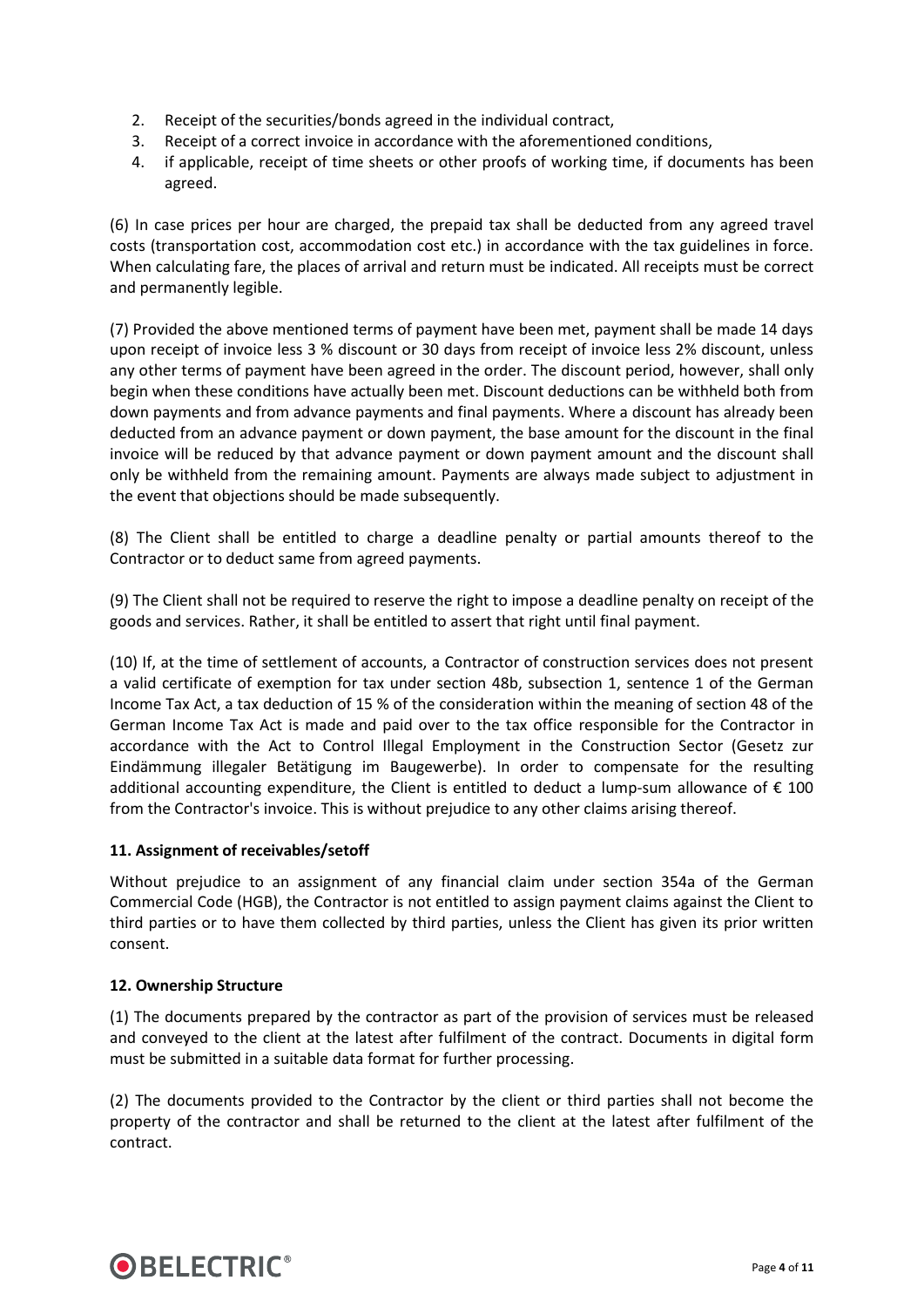2. Receipt of the securities/bonds agreed in the individual contract,
3. Receipt of a correct invoice in accordance with the aforementioned conditions,
4. if applicable, receipt of time sheets or other proofs of working time, if documents has been agreed.

(6) In case prices per hour are charged, the prepaid tax shall be deducted from any agreed travel costs (transportation cost, accommodation cost etc.) in accordance with the tax guidelines in force. When calculating fare, the places of arrival and return must be indicated. All receipts must be correct and permanently legible.

(7) Provided the above mentioned terms of payment have been met, payment shall be made 14 days upon receipt of invoice less 3 % discount or 30 days from receipt of invoice less 2% discount, unless any other terms of payment have been agreed in the order. The discount period, however, shall only begin when these conditions have actually been met. Discount deductions can be withheld both from down payments and from advance payments and final payments. Where a discount has already been deducted from an advance payment or down payment, the base amount for the discount in the final invoice will be reduced by that advance payment or down payment amount and the discount shall only be withheld from the remaining amount. Payments are always made subject to adjustment in the event that objections should be made subsequently.

(8) The Client shall be entitled to charge a deadline penalty or partial amounts thereof to the Contractor or to deduct same from agreed payments.

(9) The Client shall not be required to reserve the right to impose a deadline penalty on receipt of the goods and services. Rather, it shall be entitled to assert that right until final payment.

(10) If, at the time of settlement of accounts, a Contractor of construction services does not present a valid certificate of exemption for tax under section 48b, subsection 1, sentence 1 of the German Income Tax Act, a tax deduction of 15 % of the consideration within the meaning of section 48 of the German Income Tax Act is made and paid over to the tax office responsible for the Contractor in accordance with the Act to Control Illegal Employment in the Construction Sector (Gesetz zur Eindämmung illegaler Betätigung im Baugewerbe). In order to compensate for the resulting additional accounting expenditure, the Client is entitled to deduct a lump-sum allowance of € 100 from the Contractor's invoice. This is without prejudice to any other claims arising thereof.

**11. Assignment of receivables/setoff**

Without prejudice to an assignment of any financial claim under section 354a of the German Commercial Code (HGB), the Contractor is not entitled to assign payment claims against the Client to third parties or to have them collected by third parties, unless the Client has given its prior written consent.

**12. Ownership Structure**

(1) The documents prepared by the contractor as part of the provision of services must be released and conveyed to the client at the latest after fulfilment of the contract. Documents in digital form must be submitted in a suitable data format for further processing.

(2) The documents provided to the Contractor by the client or third parties shall not become the property of the contractor and shall be returned to the client at the latest after fulfilment of the contract.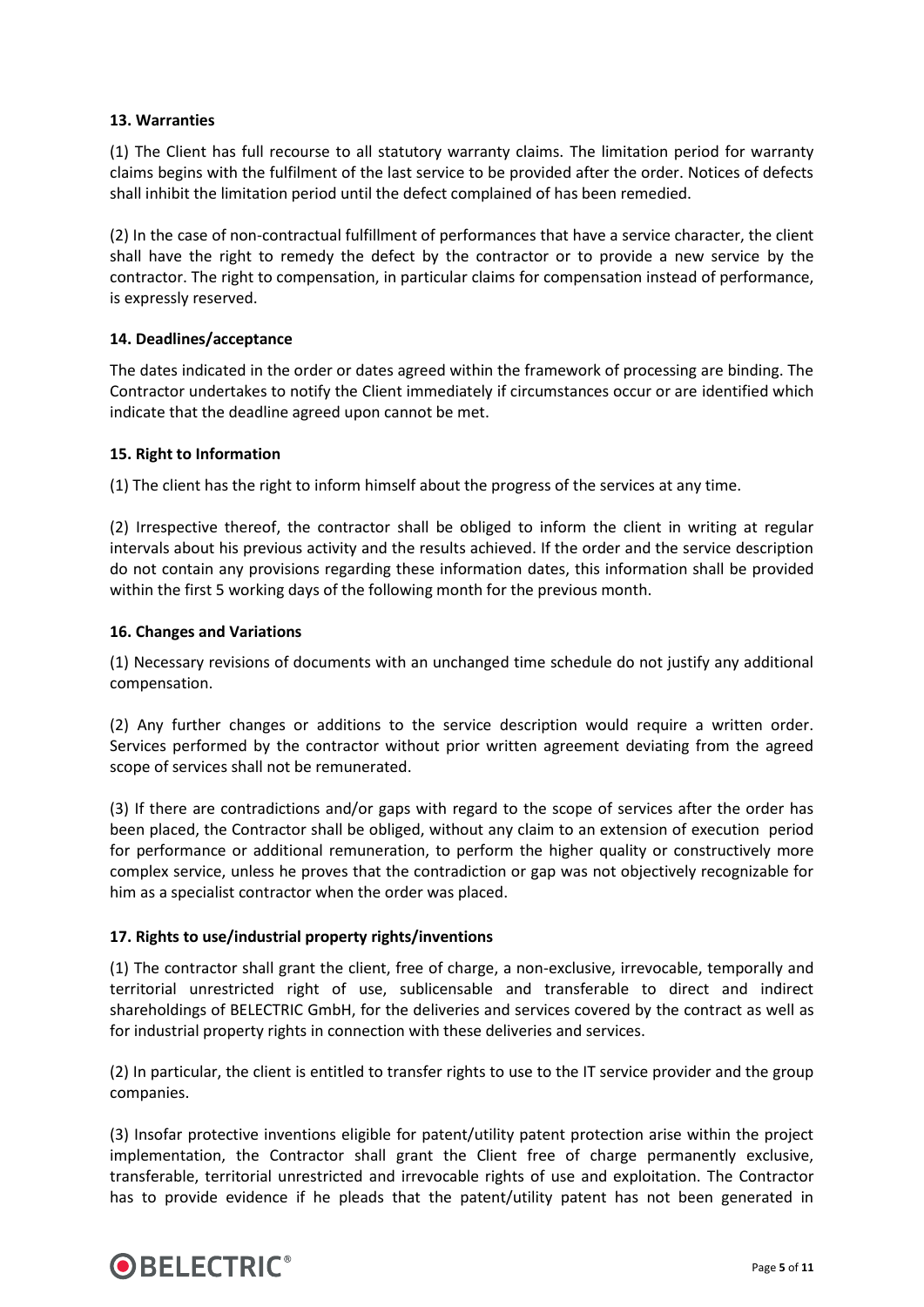**13. Warranties**

(1) The Client has full recourse to all statutory warranty claims. The limitation period for warranty claims begins with the fulfilment of the last service to be provided after the order. Notices of defects shall inhibit the limitation period until the defect complained of has been remedied.

(2) In the case of non-contractual fulfillment of performances that have a service character, the client shall have the right to remedy the defect by the contractor or to provide a new service by the contractor. The right to compensation, in particular claims for compensation instead of performance, is expressly reserved.

**14. Deadlines/acceptance**

The dates indicated in the order or dates agreed within the framework of processing are binding. The Contractor undertakes to notify the Client immediately if circumstances occur or are identified which indicate that the deadline agreed upon cannot be met.

**15. Right to Information**

(1) The client has the right to inform himself about the progress of the services at any time.

(2) Irrespective thereof, the contractor shall be obliged to inform the client in writing at regular intervals about his previous activity and the results achieved. If the order and the service description do not contain any provisions regarding these information dates, this information shall be provided within the first 5 working days of the following month for the previous month.

**16. Changes and Variations**

(1) Necessary revisions of documents with an unchanged time schedule do not justify any additional compensation.

(2) Any further changes or additions to the service description would require a written order. Services performed by the contractor without prior written agreement deviating from the agreed scope of services shall not be remunerated.

(3) If there are contradictions and/or gaps with regard to the scope of services after the order has been placed, the Contractor shall be obliged, without any claim to an extension of execution period for performance or additional remuneration, to perform the higher quality or constructively more complex service, unless he proves that the contradiction or gap was not objectively recognizable for him as a specialist contractor when the order was placed.

**17. Rights to use/industrial property rights/inventions**

(1) The contractor shall grant the client, free of charge, a non-exclusive, irrevocable, temporally and territorial unrestricted right of use, sublicensable and transferable to direct and indirect shareholdings of BELECTRIC GmbH, for the deliveries and services covered by the contract as well as for industrial property rights in connection with these deliveries and services.

(2) In particular, the client is entitled to transfer rights to use to the IT service provider and the group companies.

(3) Insofar protective inventions eligible for patent/utility patent protection arise within the project implementation, the Contractor shall grant the Client free of charge permanently exclusive, transferable, territorial unrestricted and irrevocable rights of use and exploitation. The Contractor has to provide evidence if he pleads that the patent/utility patent has not been generated in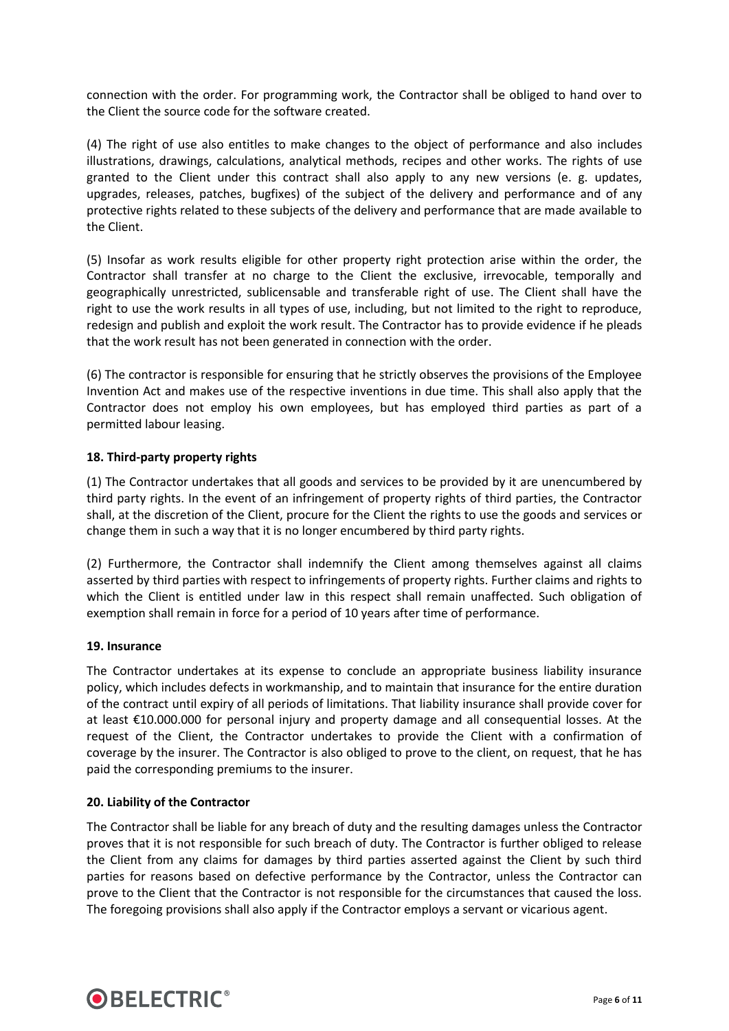connection with the order. For programming work, the Contractor shall be obliged to hand over to the Client the source code for the software created.

(4) The right of use also entitles to make changes to the object of performance and also includes illustrations, drawings, calculations, analytical methods, recipes and other works. The rights of use granted to the Client under this contract shall also apply to any new versions (e. g. updates, upgrades, releases, patches, bugfixes) of the subject of the delivery and performance and of any protective rights related to these subjects of the delivery and performance that are made available to the Client.

(5) Insofar as work results eligible for other property right protection arise within the order, the Contractor shall transfer at no charge to the Client the exclusive, irrevocable, temporally and geographically unrestricted, sublicensable and transferable right of use. The Client shall have the right to use the work results in all types of use, including, but not limited to the right to reproduce, redesign and publish and exploit the work result. The Contractor has to provide evidence if he pleads that the work result has not been generated in connection with the order.

(6) The contractor is responsible for ensuring that he strictly observes the provisions of the Employee Invention Act and makes use of the respective inventions in due time. This shall also apply that the Contractor does not employ his own employees, but has employed third parties as part of a permitted labour leasing.

## 18. Third-party property rights

(1) The Contractor undertakes that all goods and services to be provided by it are unencumbered by third party rights. In the event of an infringement of property rights of third parties, the Contractor shall, at the discretion of the Client, procure for the Client the rights to use the goods and services or change them in such a way that it is no longer encumbered by third party rights.

(2) Furthermore, the Contractor shall indemnify the Client among themselves against all claims asserted by third parties with respect to infringements of property rights. Further claims and rights to which the Client is entitled under law in this respect shall remain unaffected. Such obligation of exemption shall remain in force for a period of 10 years after time of performance.

## 19. Insurance

The Contractor undertakes at its expense to conclude an appropriate business liability insurance policy, which includes defects in workmanship, and to maintain that insurance for the entire duration of the contract until expiry of all periods of limitations. That liability insurance shall provide cover for at least €10.000.000 for personal injury and property damage and all consequential losses. At the request of the Client, the Contractor undertakes to provide the Client with a confirmation of coverage by the insurer. The Contractor is also obliged to prove to the client, on request, that he has paid the corresponding premiums to the insurer.

## 20. Liability of the Contractor

The Contractor shall be liable for any breach of duty and the resulting damages unless the Contractor proves that it is not responsible for such breach of duty. The Contractor is further obliged to release the Client from any claims for damages by third parties asserted against the Client by such third parties for reasons based on defective performance by the Contractor, unless the Contractor can prove to the Client that the Contractor is not responsible for the circumstances that caused the loss. The foregoing provisions shall also apply if the Contractor employs a servant or vicarious agent.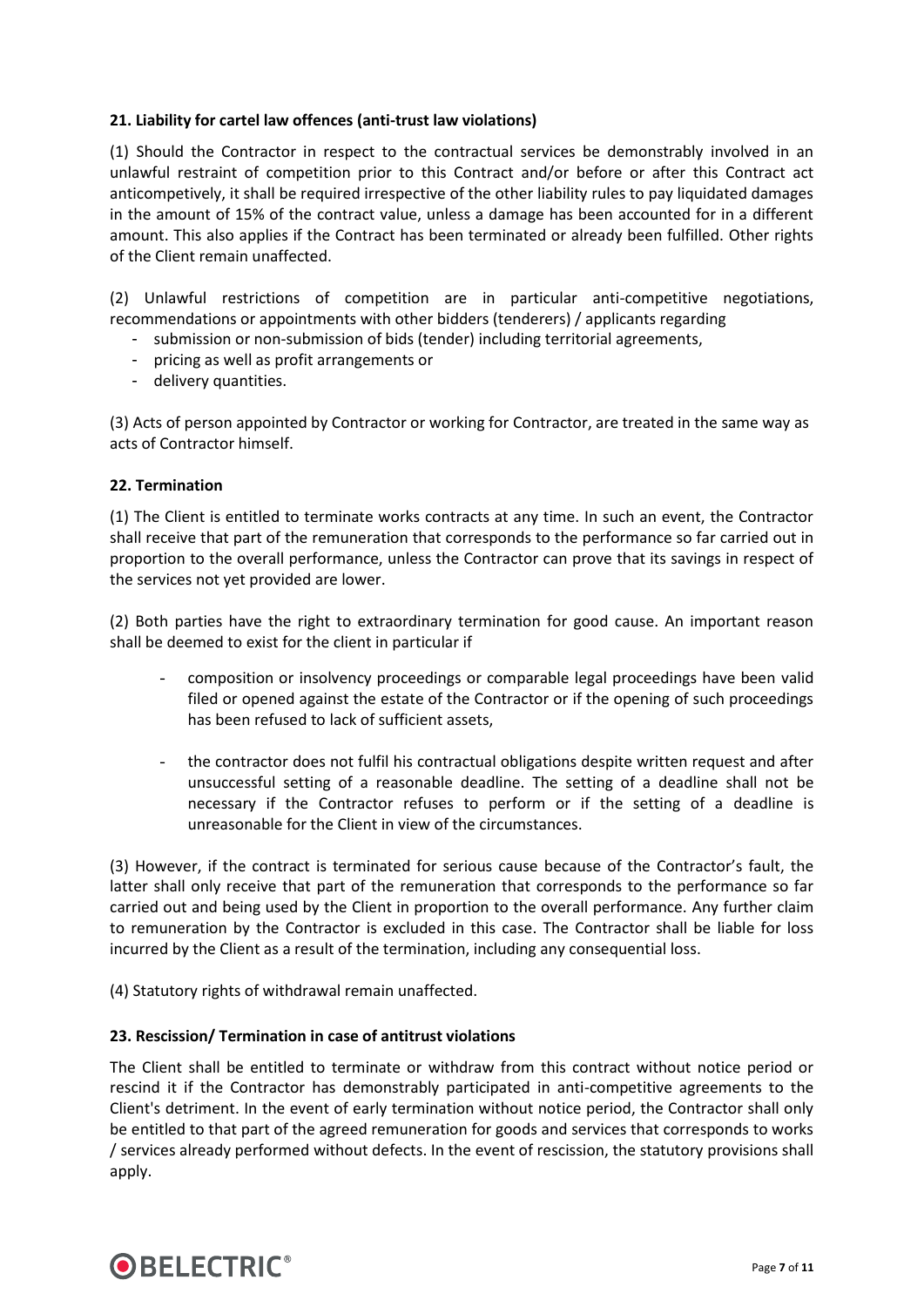**21. Liability for cartel law offences (anti-trust law violations)**

(1) Should the Contractor in respect to the contractual services be demonstrably involved in an unlawful restraint of competition prior to this Contract and/or before or after this Contract act anticompetively, it shall be required irrespective of the other liability rules to pay liquidated damages in the amount of 15% of the contract value, unless a damage has been accounted for in a different amount. This also applies if the Contract has been terminated or already been fulfilled. Other rights of the Client remain unaffected.

(2) Unlawful restrictions of competition are in particular anti-competitive negotiations, recommendations or appointments with other bidders (tenderers) / applicants regarding

- submission or non-submission of bids (tender) including territorial agreements,
- pricing as well as profit arrangements or
- delivery quantities.

(3) Acts of person appointed by Contractor or working for Contractor, are treated in the same way as acts of Contractor himself.

**22. Termination**

(1) The Client is entitled to terminate works contracts at any time. In such an event, the Contractor shall receive that part of the remuneration that corresponds to the performance so far carried out in proportion to the overall performance, unless the Contractor can prove that its savings in respect of the services not yet provided are lower.

(2) Both parties have the right to extraordinary termination for good cause. An important reason shall be deemed to exist for the client in particular if

- composition or insolvency proceedings or comparable legal proceedings have been valid filed or opened against the estate of the Contractor or if the opening of such proceedings has been refused to lack of sufficient assets,
- the contractor does not fulfil his contractual obligations despite written request and after unsuccessful setting of a reasonable deadline. The setting of a deadline shall not be necessary if the Contractor refuses to perform or if the setting of a deadline is unreasonable for the Client in view of the circumstances.

(3) However, if the contract is terminated for serious cause because of the Contractor's fault, the latter shall only receive that part of the remuneration that corresponds to the performance so far carried out and being used by the Client in proportion to the overall performance. Any further claim to remuneration by the Contractor is excluded in this case. The Contractor shall be liable for loss incurred by the Client as a result of the termination, including any consequential loss.

(4) Statutory rights of withdrawal remain unaffected.

**23. Rescission/ Termination in case of antitrust violations**

The Client shall be entitled to terminate or withdraw from this contract without notice period or rescind it if the Contractor has demonstrably participated in anti-competitive agreements to the Client's detriment. In the event of early termination without notice period, the Contractor shall only be entitled to that part of the agreed remuneration for goods and services that corresponds to works / services already performed without defects. In the event of rescission, the statutory provisions shall apply.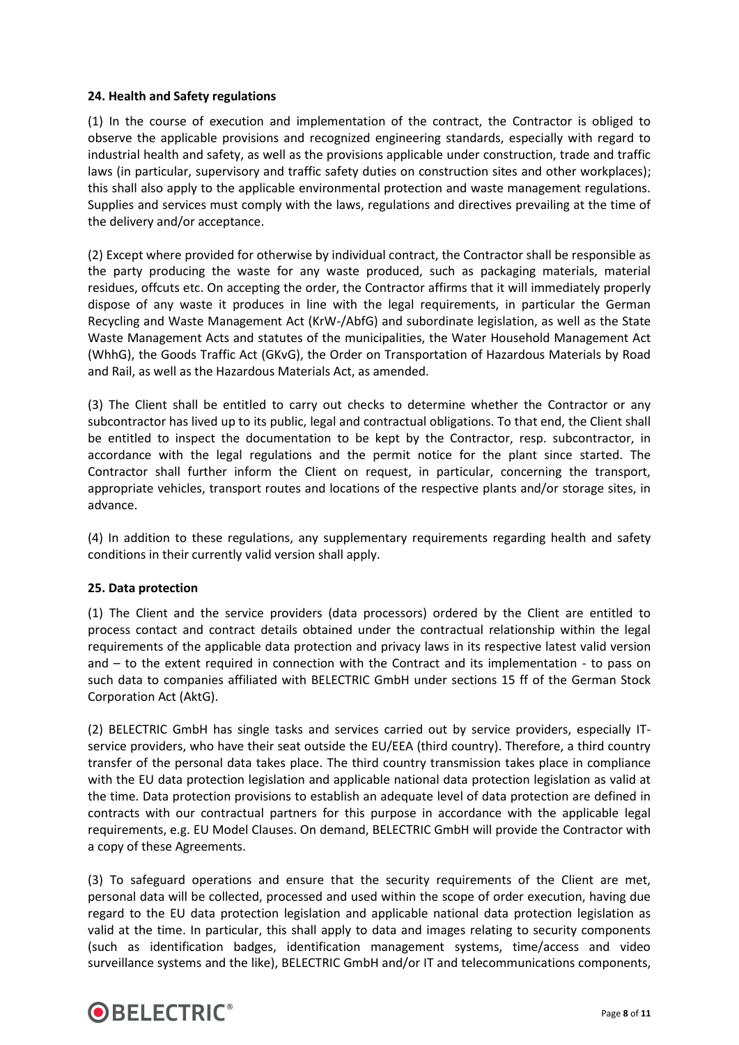**24. Health and Safety regulations**

(1) In the course of execution and implementation of the contract, the Contractor is obliged to observe the applicable provisions and recognized engineering standards, especially with regard to industrial health and safety, as well as the provisions applicable under construction, trade and traffic laws (in particular, supervisory and traffic safety duties on construction sites and other workplaces); this shall also apply to the applicable environmental protection and waste management regulations. Supplies and services must comply with the laws, regulations and directives prevailing at the time of the delivery and/or acceptance.

(2) Except where provided for otherwise by individual contract, the Contractor shall be responsible as the party producing the waste for any waste produced, such as packaging materials, material residues, offcuts etc. On accepting the order, the Contractor affirms that it will immediately properly dispose of any waste it produces in line with the legal requirements, in particular the German Recycling and Waste Management Act (KrW-/AbfG) and subordinate legislation, as well as the State Waste Management Acts and statutes of the municipalities, the Water Household Management Act (WhhG), the Goods Traffic Act (GKvG), the Order on Transportation of Hazardous Materials by Road and Rail, as well as the Hazardous Materials Act, as amended.

(3) The Client shall be entitled to carry out checks to determine whether the Contractor or any subcontractor has lived up to its public, legal and contractual obligations. To that end, the Client shall be entitled to inspect the documentation to be kept by the Contractor, resp. subcontractor, in accordance with the legal regulations and the permit notice for the plant since started. The Contractor shall further inform the Client on request, in particular, concerning the transport, appropriate vehicles, transport routes and locations of the respective plants and/or storage sites, in advance.

(4) In addition to these regulations, any supplementary requirements regarding health and safety conditions in their currently valid version shall apply.

**25. Data protection**

(1) The Client and the service providers (data processors) ordered by the Client are entitled to process contact and contract details obtained under the contractual relationship within the legal requirements of the applicable data protection and privacy laws in its respective latest valid version and – to the extent required in connection with the Contract and its implementation - to pass on such data to companies affiliated with BELECTRIC GmbH under sections 15 ff of the German Stock Corporation Act (AktG).

(2) BELECTRIC GmbH has single tasks and services carried out by service providers, especially IT-service providers, who have their seat outside the EU/EEA (third country). Therefore, a third country transfer of the personal data takes place. The third country transmission takes place in compliance with the EU data protection legislation and applicable national data protection legislation as valid at the time. Data protection provisions to establish an adequate level of data protection are defined in contracts with our contractual partners for this purpose in accordance with the applicable legal requirements, e.g. EU Model Clauses. On demand, BELECTRIC GmbH will provide the Contractor with a copy of these Agreements.

(3) To safeguard operations and ensure that the security requirements of the Client are met, personal data will be collected, processed and used within the scope of order execution, having due regard to the EU data protection legislation and applicable national data protection legislation as valid at the time. In particular, this shall apply to data and images relating to security components (such as identification badges, identification management systems, time/access and video surveillance systems and the like), BELECTRIC GmbH and/or IT and telecommunications components,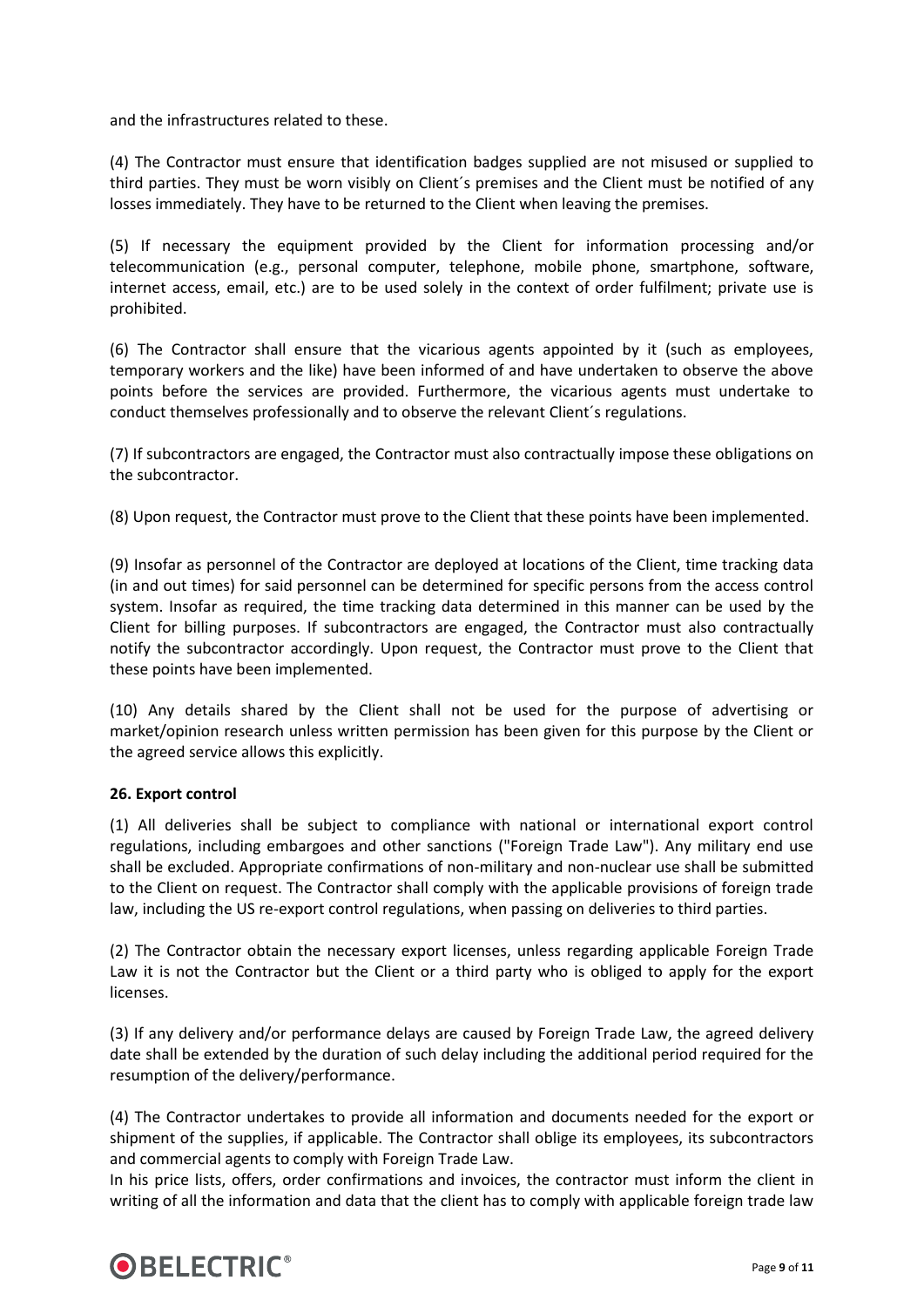and the infrastructures related to these.

(4) The Contractor must ensure that identification badges supplied are not misused or supplied to third parties. They must be worn visibly on Client´s premises and the Client must be notified of any losses immediately. They have to be returned to the Client when leaving the premises.

(5) If necessary the equipment provided by the Client for information processing and/or telecommunication (e.g., personal computer, telephone, mobile phone, smartphone, software, internet access, email, etc.) are to be used solely in the context of order fulfilment; private use is prohibited.

(6) The Contractor shall ensure that the vicarious agents appointed by it (such as employees, temporary workers and the like) have been informed of and have undertaken to observe the above points before the services are provided. Furthermore, the vicarious agents must undertake to conduct themselves professionally and to observe the relevant Client´s regulations.

(7) If subcontractors are engaged, the Contractor must also contractually impose these obligations on the subcontractor.

(8) Upon request, the Contractor must prove to the Client that these points have been implemented.

(9) Insofar as personnel of the Contractor are deployed at locations of the Client, time tracking data (in and out times) for said personnel can be determined for specific persons from the access control system. Insofar as required, the time tracking data determined in this manner can be used by the Client for billing purposes. If subcontractors are engaged, the Contractor must also contractually notify the subcontractor accordingly. Upon request, the Contractor must prove to the Client that these points have been implemented.

(10) Any details shared by the Client shall not be used for the purpose of advertising or market/opinion research unless written permission has been given for this purpose by the Client or the agreed service allows this explicitly.

**26. Export control**

(1) All deliveries shall be subject to compliance with national or international export control regulations, including embargoes and other sanctions ("Foreign Trade Law"). Any military end use shall be excluded. Appropriate confirmations of non-military and non-nuclear use shall be submitted to the Client on request. The Contractor shall comply with the applicable provisions of foreign trade law, including the US re-export control regulations, when passing on deliveries to third parties.

(2) The Contractor obtain the necessary export licenses, unless regarding applicable Foreign Trade Law it is not the Contractor but the Client or a third party who is obliged to apply for the export licenses.

(3) If any delivery and/or performance delays are caused by Foreign Trade Law, the agreed delivery date shall be extended by the duration of such delay including the additional period required for the resumption of the delivery/performance.

(4) The Contractor undertakes to provide all information and documents needed for the export or shipment of the supplies, if applicable. The Contractor shall oblige its employees, its subcontractors and commercial agents to comply with Foreign Trade Law.
In his price lists, offers, order confirmations and invoices, the contractor must inform the client in writing of all the information and data that the client has to comply with applicable foreign trade law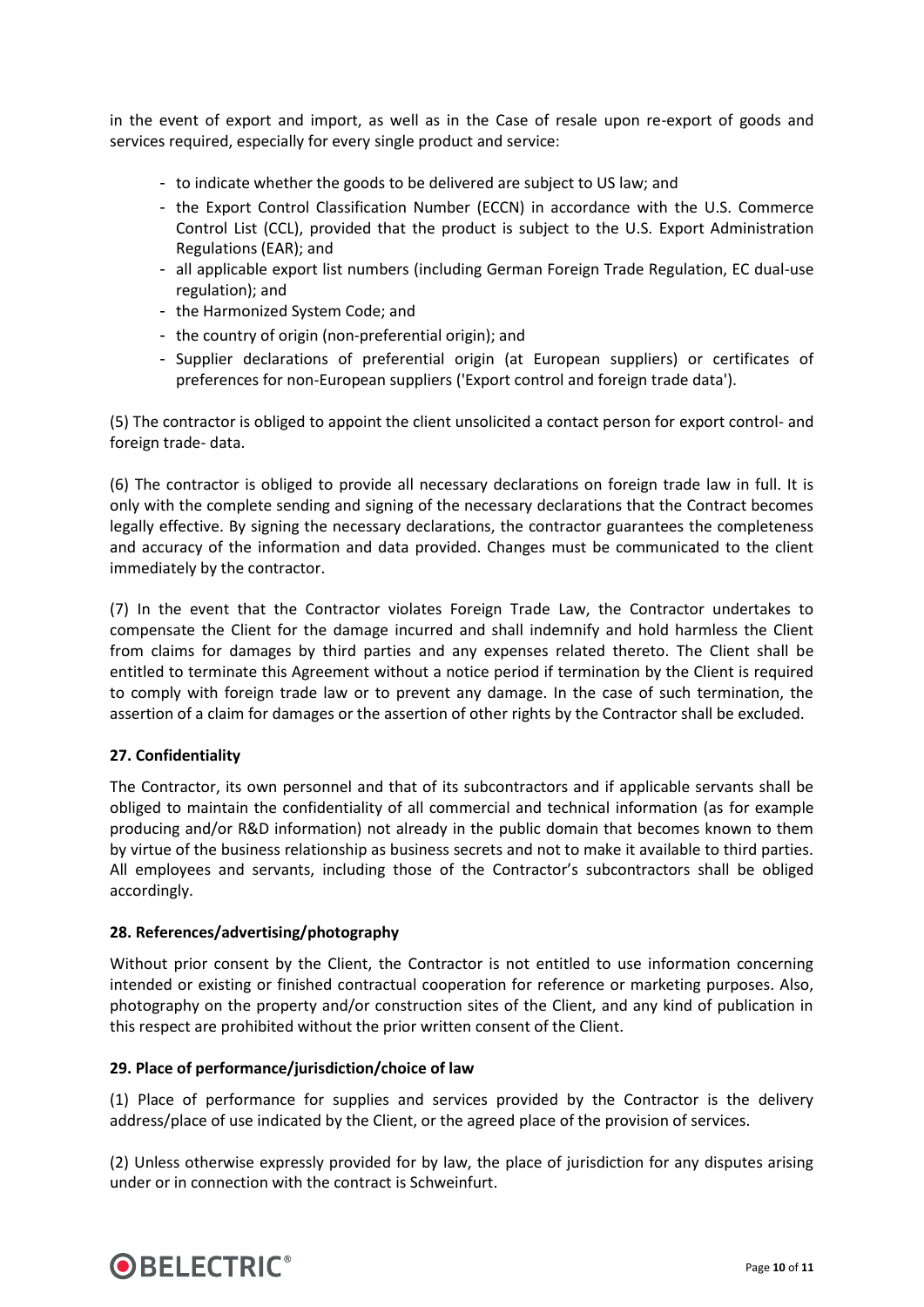in the event of export and import, as well as in the Case of resale upon re-export of goods and services required, especially for every single product and service:

- to indicate whether the goods to be delivered are subject to US law; and
- the Export Control Classification Number (ECCN) in accordance with the U.S. Commerce Control List (CCL), provided that the product is subject to the U.S. Export Administration Regulations (EAR); and
- all applicable export list numbers (including German Foreign Trade Regulation, EC dual-use regulation); and
- the Harmonized System Code; and
- the country of origin (non-preferential origin); and
- Supplier declarations of preferential origin (at European suppliers) or certificates of preferences for non-European suppliers ('Export control and foreign trade data').

(5) The contractor is obliged to appoint the client unsolicited a contact person for export control- and foreign trade- data.

(6) The contractor is obliged to provide all necessary declarations on foreign trade law in full. It is only with the complete sending and signing of the necessary declarations that the Contract becomes legally effective. By signing the necessary declarations, the contractor guarantees the completeness and accuracy of the information and data provided. Changes must be communicated to the client immediately by the contractor.

(7) In the event that the Contractor violates Foreign Trade Law, the Contractor undertakes to compensate the Client for the damage incurred and shall indemnify and hold harmless the Client from claims for damages by third parties and any expenses related thereto. The Client shall be entitled to terminate this Agreement without a notice period if termination by the Client is required to comply with foreign trade law or to prevent any damage. In the case of such termination, the assertion of a claim for damages or the assertion of other rights by the Contractor shall be excluded.

### 27. Confidentiality

The Contractor, its own personnel and that of its subcontractors and if applicable servants shall be obliged to maintain the confidentiality of all commercial and technical information (as for example producing and/or R&D information) not already in the public domain that becomes known to them by virtue of the business relationship as business secrets and not to make it available to third parties. All employees and servants, including those of the Contractor's subcontractors shall be obliged accordingly.

### 28. References/advertising/photography

Without prior consent by the Client, the Contractor is not entitled to use information concerning intended or existing or finished contractual cooperation for reference or marketing purposes. Also, photography on the property and/or construction sites of the Client, and any kind of publication in this respect are prohibited without the prior written consent of the Client.

### 29. Place of performance/jurisdiction/choice of law

(1) Place of performance for supplies and services provided by the Contractor is the delivery address/place of use indicated by the Client, or the agreed place of the provision of services.

(2) Unless otherwise expressly provided for by law, the place of jurisdiction for any disputes arising under or in connection with the contract is Schweinfurt.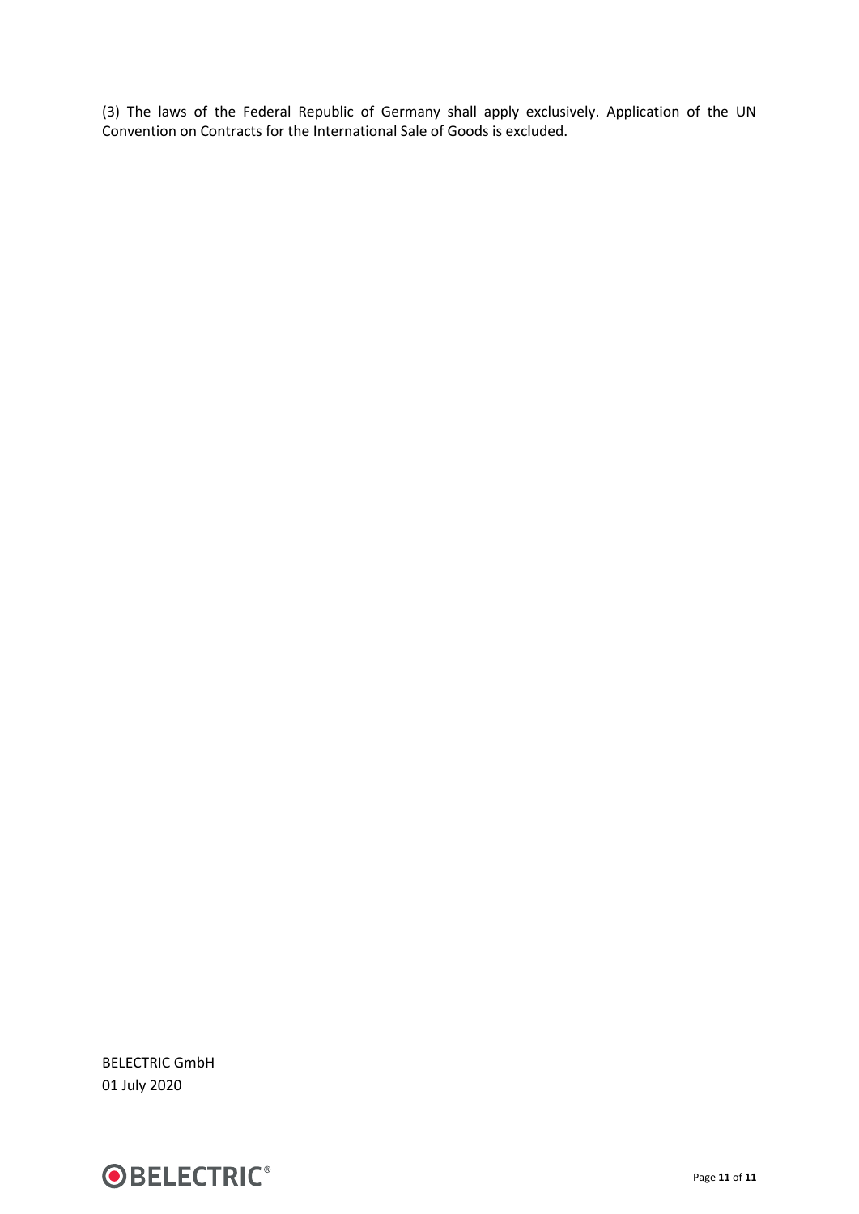(3) The laws of the Federal Republic of Germany shall apply exclusively. Application of the UN Convention on Contracts for the International Sale of Goods is excluded.

BELECTRIC GmbH
01 July 2020